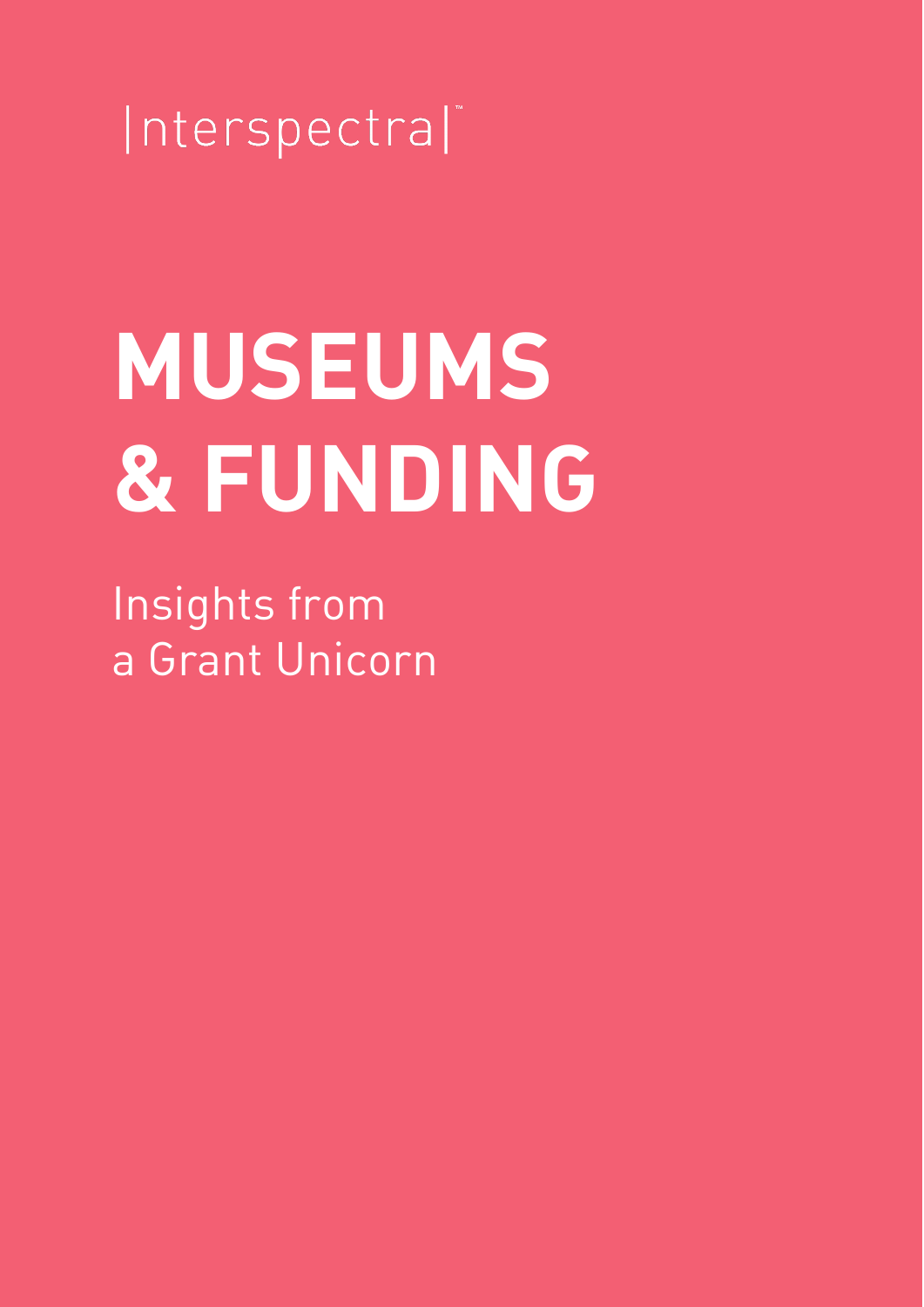|nterspectra|™

# MUSEUMS & FUNDING

Insights from a Grant Unicorn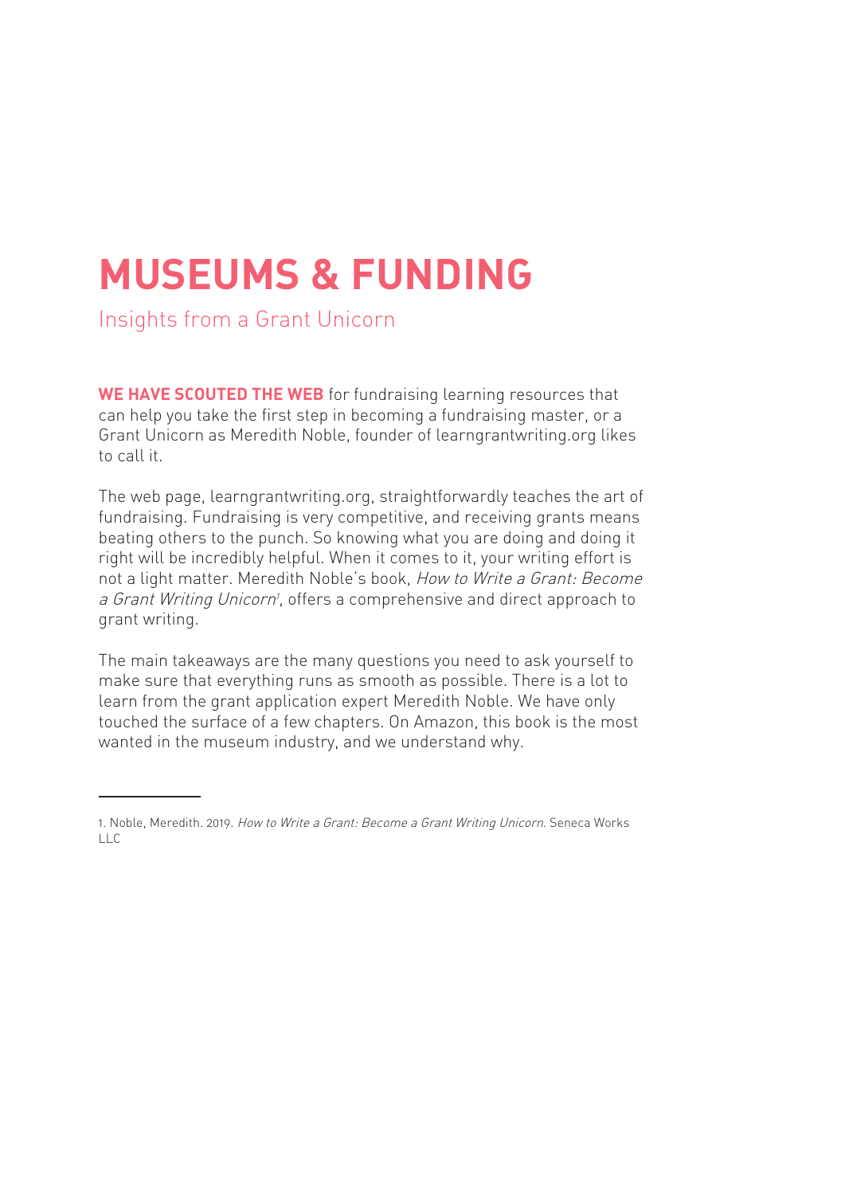# MUSEUMS & FUNDING

Insights from a Grant Unicorn

**WE HAVE SCOUTED THE WEB** for fundraising learning resources that can help you take the first step in becoming a fundraising master, or a Grant Unicorn as Meredith Noble, founder of learngrantwriting.org likes to call it.

The web page, learngrantwriting.org, straightforwardly teaches the art of fundraising. Fundraising is very competitive, and receiving grants means beating others to the punch. So knowing what you are doing and doing it right will be incredibly helpful. When it comes to it, your writing effort is not a light matter. Meredith Noble's book, *How to Write a Grant: Become a Grant Writing Unicorn*[1], offers a comprehensive and direct approach to grant writing.

The main takeaways are the many questions you need to ask yourself to make sure that everything runs as smooth as possible. There is a lot to learn from the grant application expert Meredith Noble. We have only touched the surface of a few chapters. On Amazon, this book is the most wanted in the museum industry, and we understand why.

---

1. Noble, Meredith. 2019. *How to Write a Grant: Become a Grant Writing Unicorn*. Seneca Works LLC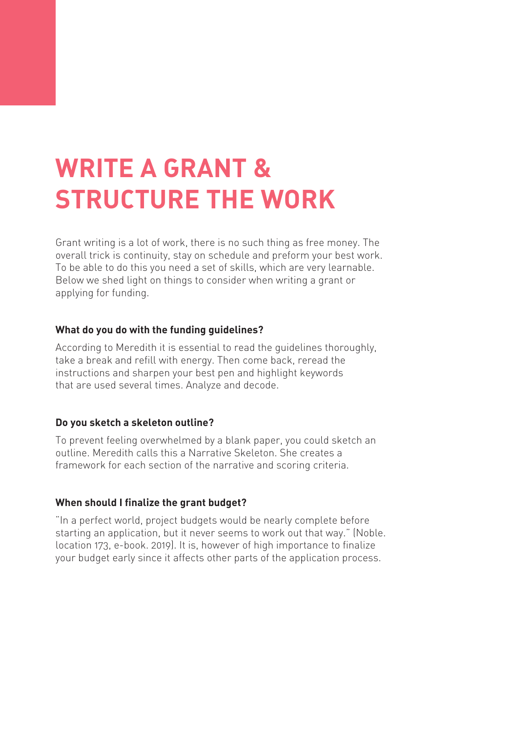# WRITE A GRANT & STRUCTURE THE WORK

Grant writing is a lot of work, there is no such thing as free money. The overall trick is continuity, stay on schedule and preform your best work. To be able to do this you need a set of skills, which are very learnable. Below we shed light on things to consider when writing a grant or applying for funding.

**What do you do with the funding guidelines?**

According to Meredith it is essential to read the guidelines thoroughly, take a break and refill with energy. Then come back, reread the instructions and sharpen your best pen and highlight keywords that are used several times. Analyze and decode.

**Do you sketch a skeleton outline?**

To prevent feeling overwhelmed by a blank paper, you could sketch an outline. Meredith calls this a Narrative Skeleton. She creates a framework for each section of the narrative and scoring criteria.

**When should I finalize the grant budget?**

"In a perfect world, project budgets would be nearly complete before starting an application, but it never seems to work out that way." (Noble. location 173, e-book. 2019). It is, however of high importance to finalize your budget early since it affects other parts of the application process.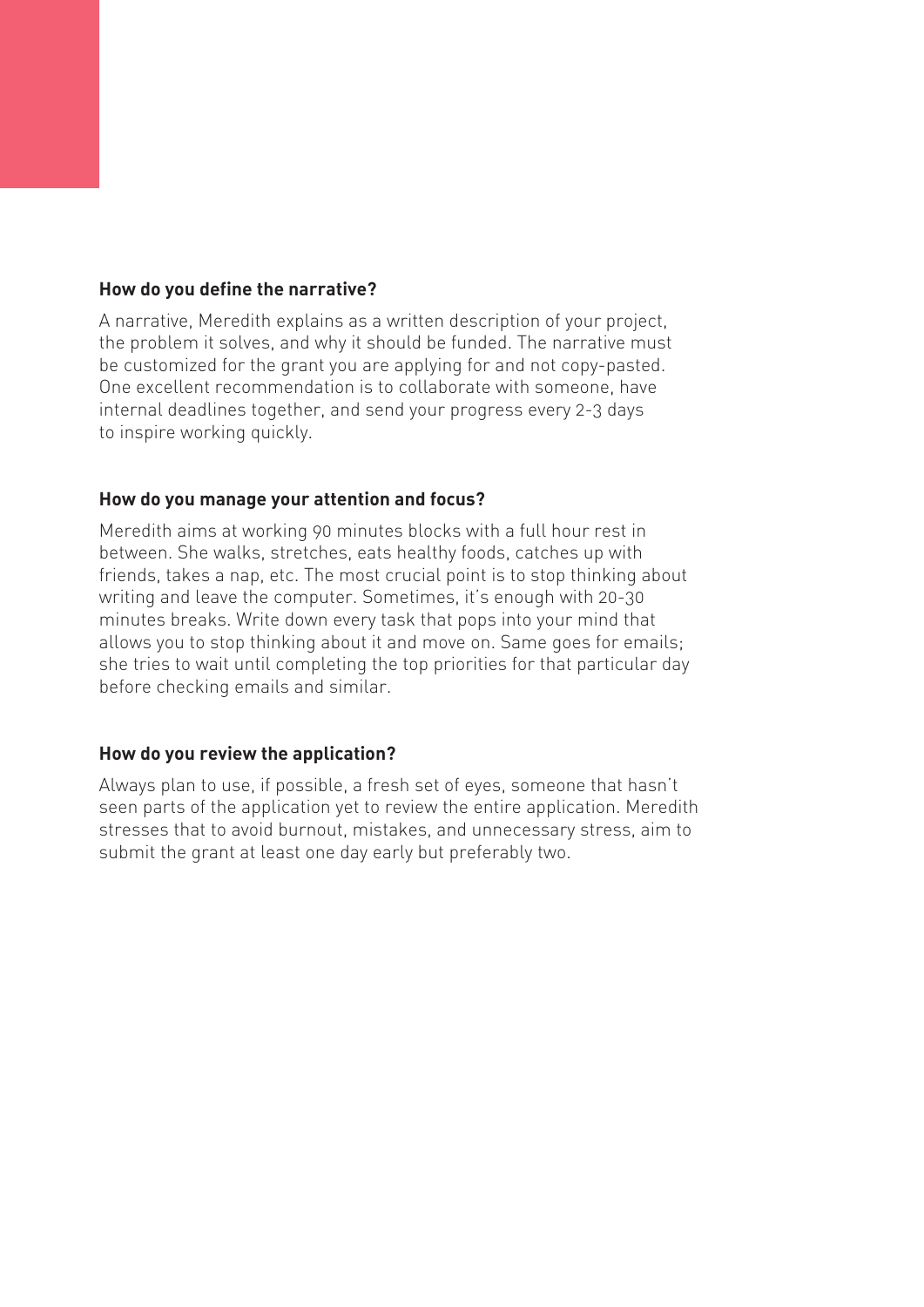**How do you define the narrative?**

A narrative, Meredith explains as a written description of your project, the problem it solves, and why it should be funded. The narrative must be customized for the grant you are applying for and not copy-pasted. One excellent recommendation is to collaborate with someone, have internal deadlines together, and send your progress every 2-3 days to inspire working quickly.

**How do you manage your attention and focus?**

Meredith aims at working 90 minutes blocks with a full hour rest in between. She walks, stretches, eats healthy foods, catches up with friends, takes a nap, etc. The most crucial point is to stop thinking about writing and leave the computer. Sometimes, it's enough with 20-30 minutes breaks. Write down every task that pops into your mind that allows you to stop thinking about it and move on. Same goes for emails; she tries to wait until completing the top priorities for that particular day before checking emails and similar.

**How do you review the application?**

Always plan to use, if possible, a fresh set of eyes, someone that hasn't seen parts of the application yet to review the entire application. Meredith stresses that to avoid burnout, mistakes, and unnecessary stress, aim to submit the grant at least one day early but preferably two.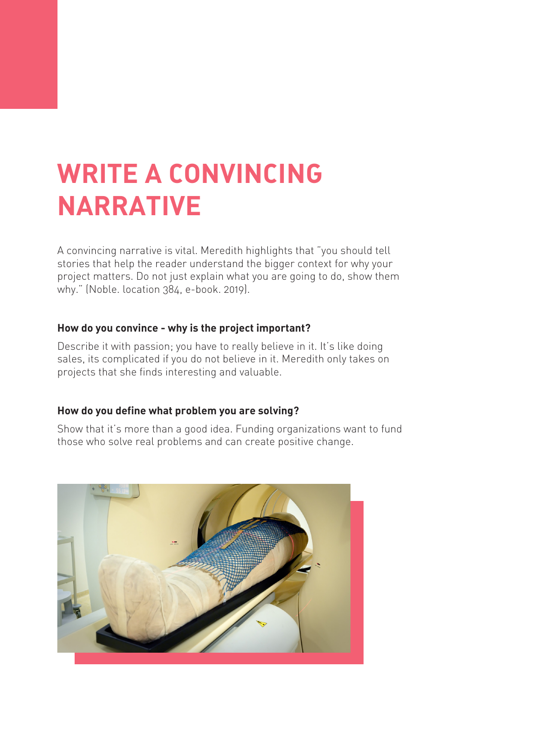# WRITE A CONVINCING NARRATIVE

A convincing narrative is vital. Meredith highlights that "you should tell stories that help the reader understand the bigger context for why your project matters. Do not just explain what you are going to do, show them why." (Noble. location 384, e-book. 2019).

**How do you convince - why is the project important?**

Describe it with passion; you have to really believe in it. It's like doing sales, its complicated if you do not believe in it. Meredith only takes on projects that she finds interesting and valuable.

**How do you define what problem you are solving?**

Show that it's more than a good idea. Funding organizations want to fund those who solve real problems and can create positive change.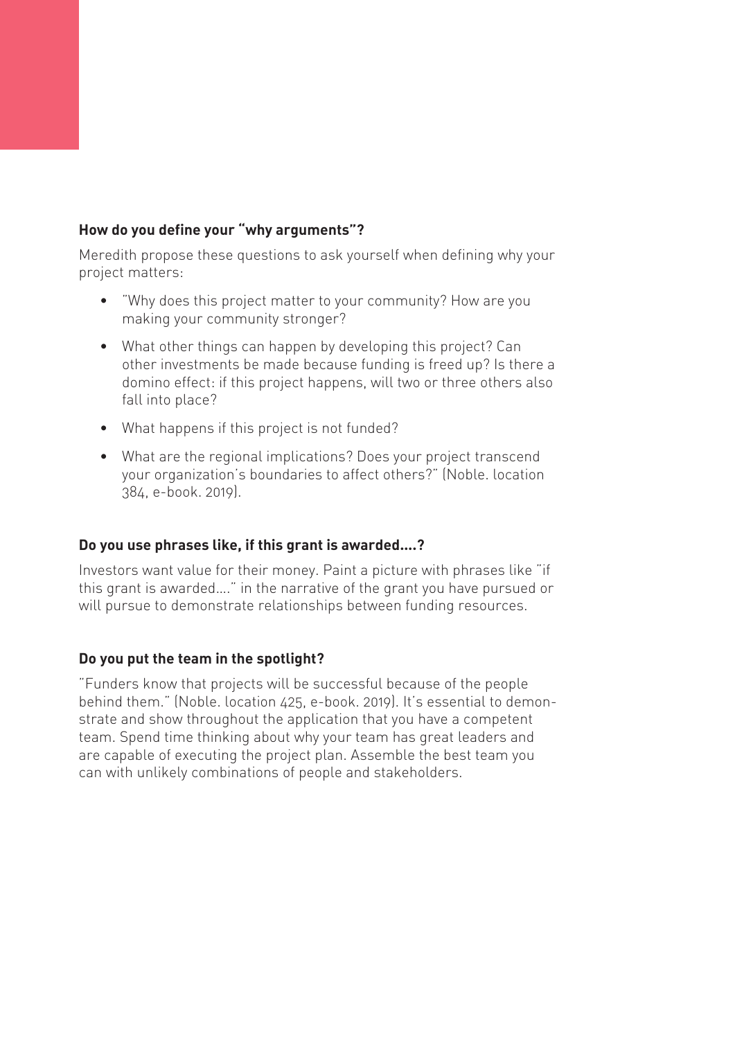### How do you define your "why arguments"?

Meredith propose these questions to ask yourself when defining why your project matters:

- "Why does this project matter to your community? How are you making your community stronger?
- What other things can happen by developing this project? Can other investments be made because funding is freed up? Is there a domino effect: if this project happens, will two or three others also fall into place?
- What happens if this project is not funded?
- What are the regional implications? Does your project transcend your organization's boundaries to affect others?" (Noble. location 384, e-book. 2019).

### Do you use phrases like, if this grant is awarded....?

Investors want value for their money. Paint a picture with phrases like "if this grant is awarded…." in the narrative of the grant you have pursued or will pursue to demonstrate relationships between funding resources.

### Do you put the team in the spotlight?

"Funders know that projects will be successful because of the people behind them." (Noble. location 425, e-book. 2019). It's essential to demonstrate and show throughout the application that you have a competent team. Spend time thinking about why your team has great leaders and are capable of executing the project plan. Assemble the best team you can with unlikely combinations of people and stakeholders.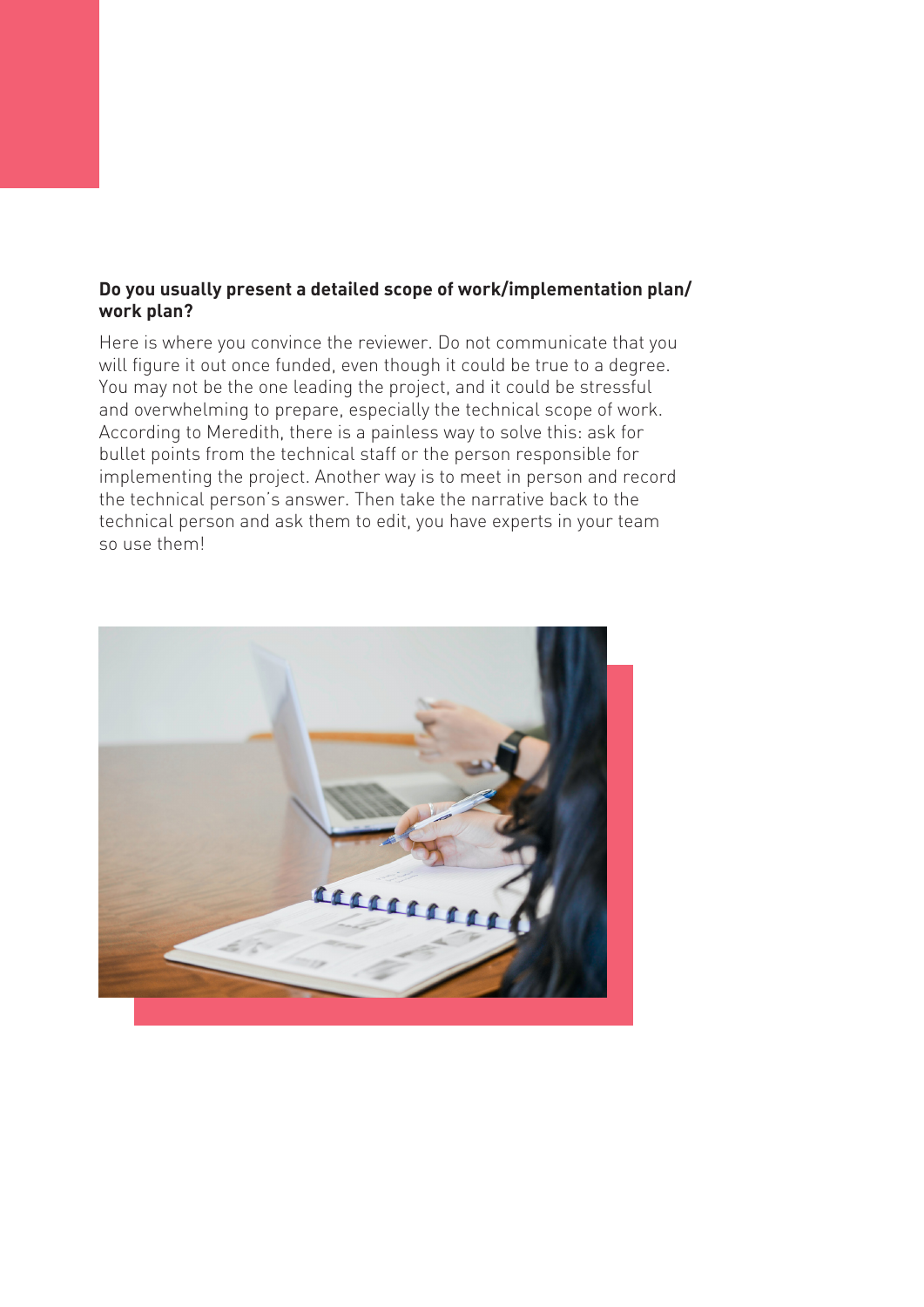**Do you usually present a detailed scope of work/implementation plan/ work plan?**

Here is where you convince the reviewer. Do not communicate that you will figure it out once funded, even though it could be true to a degree. You may not be the one leading the project, and it could be stressful and overwhelming to prepare, especially the technical scope of work. According to Meredith, there is a painless way to solve this: ask for bullet points from the technical staff or the person responsible for implementing the project. Another way is to meet in person and record the technical person's answer. Then take the narrative back to the technical person and ask them to edit, you have experts in your team so use them!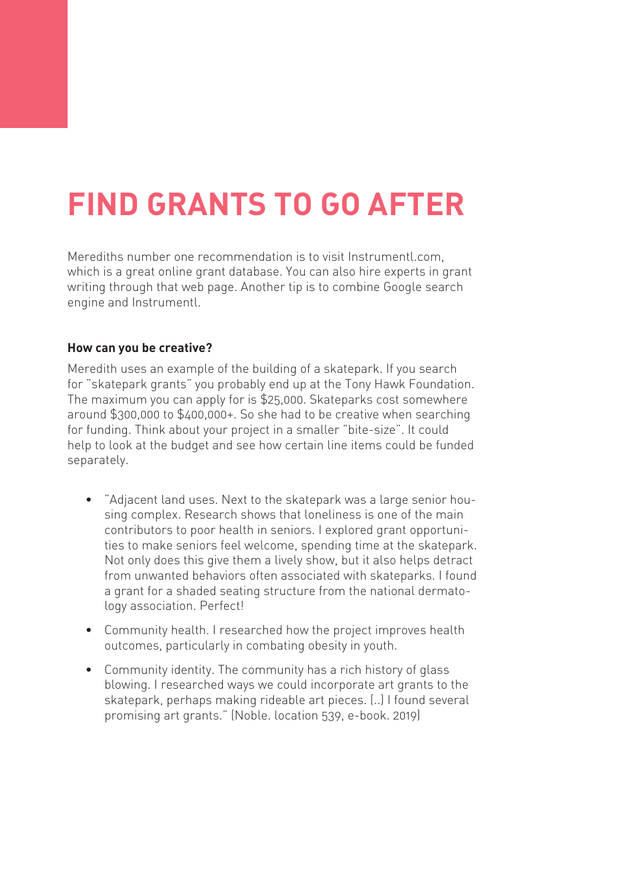# FIND GRANTS TO GO AFTER

Merediths number one recommendation is to visit Instrumentl.com, which is a great online grant database. You can also hire experts in grant writing through that web page. Another tip is to combine Google search engine and Instrumentl.

**How can you be creative?**

Meredith uses an example of the building of a skatepark. If you search for "skatepark grants" you probably end up at the Tony Hawk Foundation. The maximum you can apply for is $25,000. Skateparks cost somewhere around $300,000 to $400,000+. So she had to be creative when searching for funding. Think about your project in a smaller "bite-size". It could help to look at the budget and see how certain line items could be funded separately.

- "Adjacent land uses. Next to the skatepark was a large senior housing complex. Research shows that loneliness is one of the main contributors to poor health in seniors. I explored grant opportunities to make seniors feel welcome, spending time at the skatepark. Not only does this give them a lively show, but it also helps detract from unwanted behaviors often associated with skateparks. I found a grant for a shaded seating structure from the national dermatology association. Perfect!
- Community health. I researched how the project improves health outcomes, particularly in combating obesity in youth.
- Community identity. The community has a rich history of glass blowing. I researched ways we could incorporate art grants to the skatepark, perhaps making rideable art pieces. (..) I found several promising art grants." (Noble. location 539, e-book. 2019)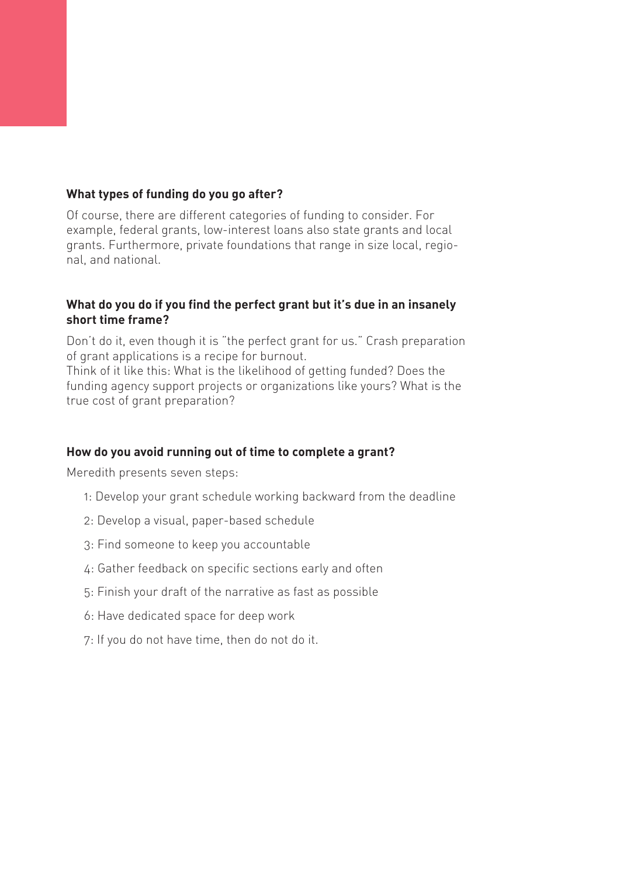**What types of funding do you go after?**

Of course, there are different categories of funding to consider. For example, federal grants, low-interest loans also state grants and local grants. Furthermore, private foundations that range in size local, regional, and national.

**What do you do if you find the perfect grant but it's due in an insanely short time frame?**

Don't do it, even though it is "the perfect grant for us." Crash preparation of grant applications is a recipe for burnout.
Think of it like this: What is the likelihood of getting funded? Does the funding agency support projects or organizations like yours? What is the true cost of grant preparation?

**How do you avoid running out of time to complete a grant?**

Meredith presents seven steps:

1: Develop your grant schedule working backward from the deadline

2: Develop a visual, paper-based schedule

3: Find someone to keep you accountable

4: Gather feedback on specific sections early and often

5: Finish your draft of the narrative as fast as possible

6: Have dedicated space for deep work

7: If you do not have time, then do not do it.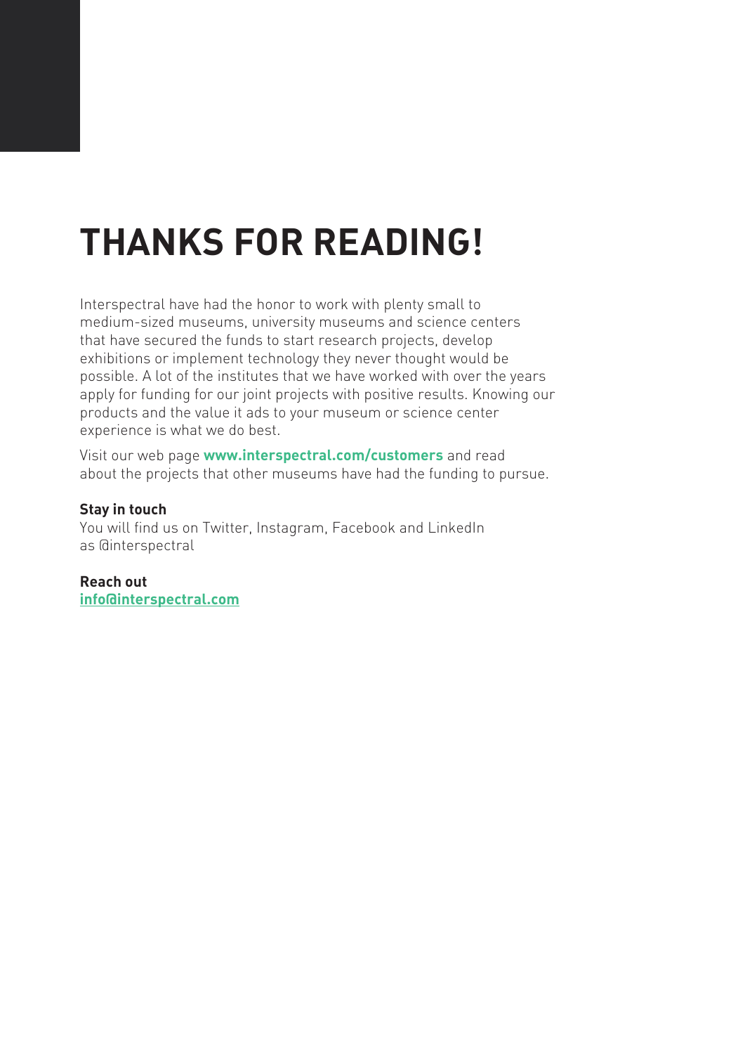# THANKS FOR READING!

Interspectral have had the honor to work with plenty small to medium-sized museums, university museums and science centers that have secured the funds to start research projects, develop exhibitions or implement technology they never thought would be possible. A lot of the institutes that we have worked with over the years apply for funding for our joint projects with positive results. Knowing our products and the value it ads to your museum or science center experience is what we do best.

Visit our web page **www.interspectral.com/customers** and read about the projects that other museums have had the funding to pursue.

**Stay in touch**
You will find us on Twitter, Instagram, Facebook and LinkedIn as @interspectral

**Reach out**
**info@interspectral.com**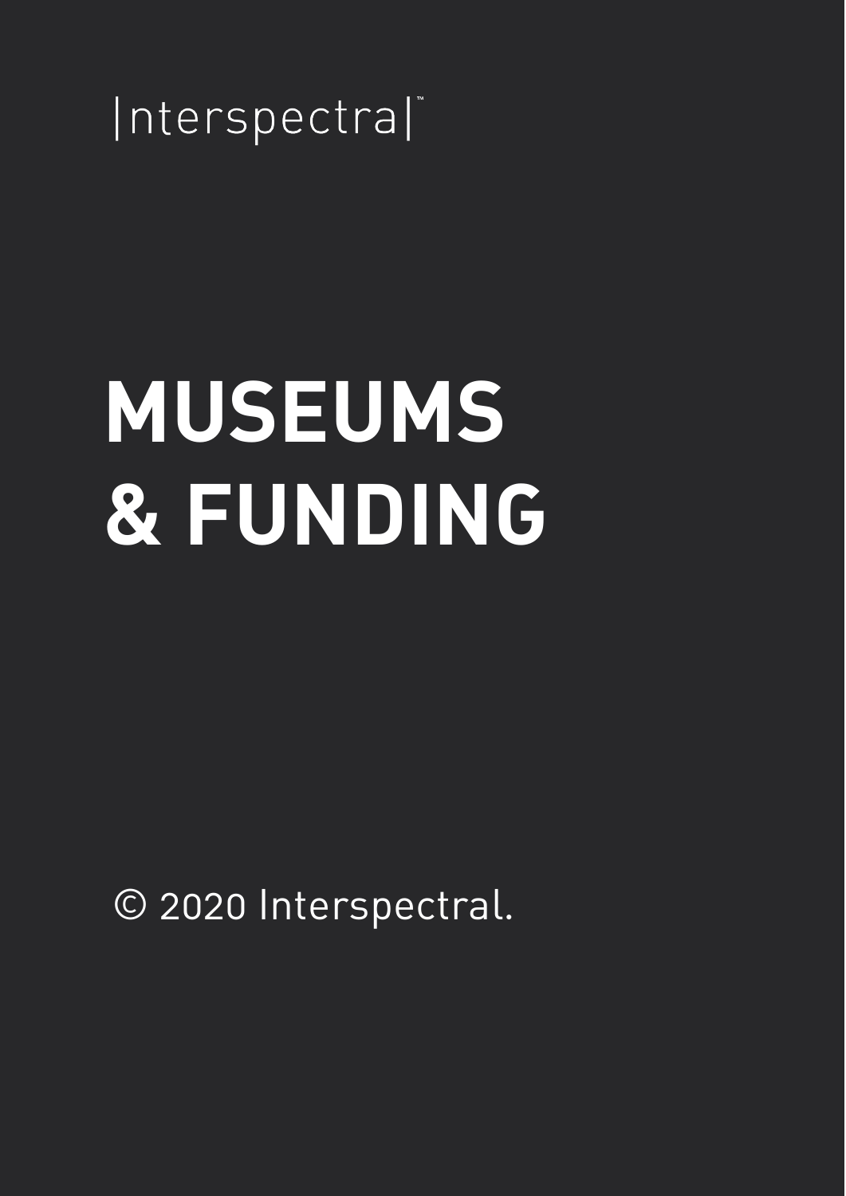|nterspectra|™

# MUSEUMS & FUNDING

© 2020 Interspectral.